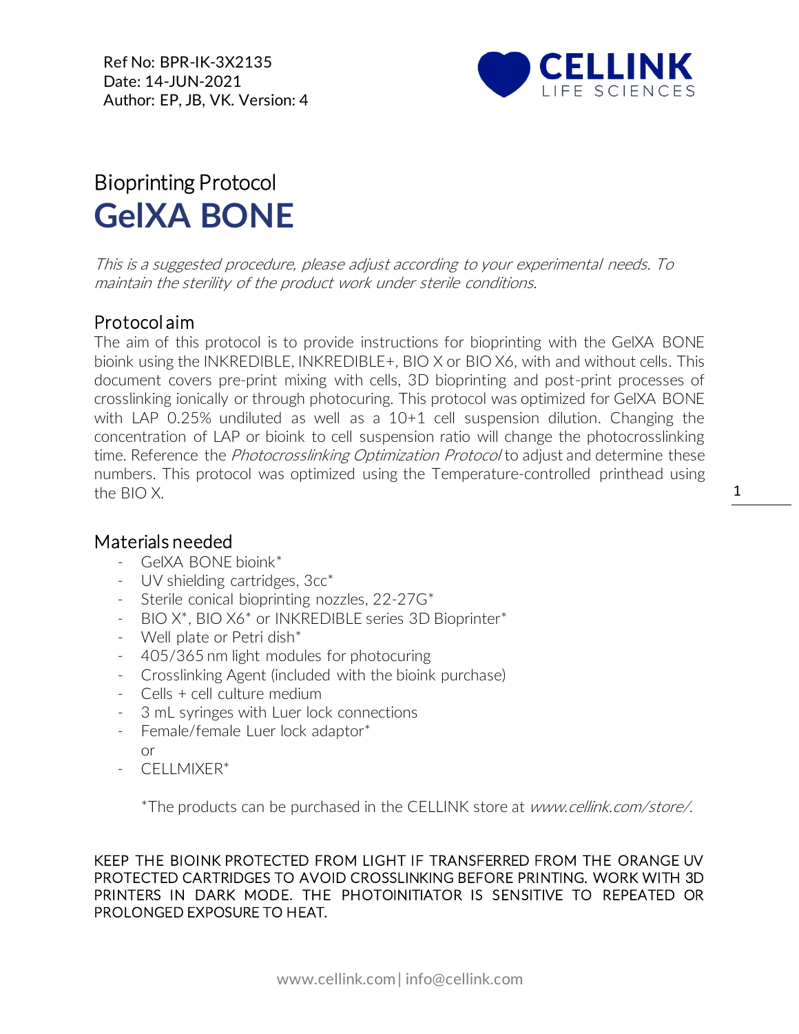Ref No: BPR-IK-3X2135
Date: 14-JUN-2021
Author: EP, JB, VK. Version: 4

CELLINK
LIFE SCIENCES

Bioprinting Protocol

# GelXA BONE

*This is a suggested procedure, please adjust according to your experimental needs. To maintain the sterility of the product work under sterile conditions.*

## Protocol aim

The aim of this protocol is to provide instructions for bioprinting with the GelXA BONE bioink using the INKREDIBLE, INKREDIBLE+, BIO X or BIO X6, with and without cells. This document covers pre-print mixing with cells, 3D bioprinting and post-print processes of crosslinking ionically or through photocuring. This protocol was optimized for GelXA BONE with LAP 0.25% undiluted as well as a 10+1 cell suspension dilution. Changing the concentration of LAP or bioink to cell suspension ratio will change the photocrosslinking time. Reference the *Photocrosslinking Optimization Protocol* to adjust and determine these numbers. This protocol was optimized using the Temperature-controlled printhead using the BIO X.

## Materials needed

- GelXA BONE bioink*
- UV shielding cartridges, 3cc*
- Sterile conical bioprinting nozzles, 22-27G*
- BIO X*, BIO X6* or INKREDIBLE series 3D Bioprinter*
- Well plate or Petri dish*
- 405/365 nm light modules for photocuring
- Crosslinking Agent (included with the bioink purchase)
- Cells + cell culture medium
- 3 mL syringes with Luer lock connections
- Female/female Luer lock adaptor*
  or
- CELLMIXER*

*The products can be purchased in the CELLINK store at *www.cellink.com/store/*.

KEEP THE BIOINK PROTECTED FROM LIGHT IF TRANSFERRED FROM THE ORANGE UV PROTECTED CARTRIDGES TO AVOID CROSSLINKING BEFORE PRINTING. WORK WITH 3D PRINTERS IN DARK MODE. THE PHOTOINITIATOR IS SENSITIVE TO REPEATED OR PROLONGED EXPOSURE TO HEAT.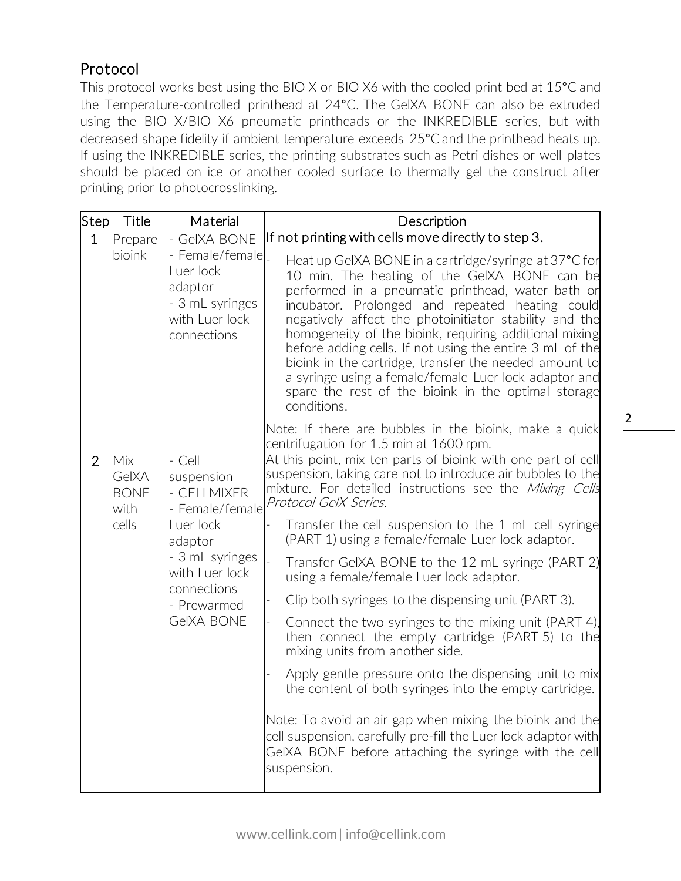## Protocol

This protocol works best using the BIO X or BIO X6 with the cooled print bed at 15°C and the Temperature-controlled printhead at 24°C. The GelXA BONE can also be extruded using the BIO X/BIO X6 pneumatic printheads or the INKREDIBLE series, but with decreased shape fidelity if ambient temperature exceeds 25°C and the printhead heats up. If using the INKREDIBLE series, the printing substrates such as Petri dishes or well plates should be placed on ice or another cooled surface to thermally gel the construct after printing prior to photocrosslinking.

| Step | Title | Material | Description |
|---|---|---|---|
| 1 | Prepare bioink | - GelXA BONE<br>- Female/female Luer lock adaptor<br>- 3 mL syringes with Luer lock connections | If not printing with cells move directly to step 3.<br>- Heat up GelXA BONE in a cartridge/syringe at 37°C for 10 min. The heating of the GelXA BONE can be performed in a pneumatic printhead, water bath or incubator. Prolonged and repeated heating could negatively affect the photoinitiator stability and the homogeneity of the bioink, requiring additional mixing before adding cells. If not using the entire 3 mL of the bioink in the cartridge, transfer the needed amount to a syringe using a female/female Luer lock adaptor and spare the rest of the bioink in the optimal storage conditions.<br><br>Note: If there are bubbles in the bioink, make a quick centrifugation for 1.5 min at 1600 rpm. |
| 2 | Mix GelXA BONE with cells | - Cell suspension<br>- CELLMIXER<br>- Female/female Luer lock adaptor<br>- 3 mL syringes with Luer lock connections<br>- Prewarmed GelXA BONE | At this point, mix ten parts of bioink with one part of cell suspension, taking care not to introduce air bubbles to the mixture. For detailed instructions see the *Mixing Cells Protocol GelX Series*.<br>- Transfer the cell suspension to the 1 mL cell syringe (PART 1) using a female/female Luer lock adaptor.<br>- Transfer GelXA BONE to the 12 mL syringe (PART 2) using a female/female Luer lock adaptor.<br>- Clip both syringes to the dispensing unit (PART 3).<br>- Connect the two syringes to the mixing unit (PART 4), then connect the empty cartridge (PART 5) to the mixing units from another side.<br>- Apply gentle pressure onto the dispensing unit to mix the content of both syringes into the empty cartridge.<br><br>Note: To avoid an air gap when mixing the bioink and the cell suspension, carefully pre-fill the Luer lock adaptor with GelXA BONE before attaching the syringe with the cell suspension. |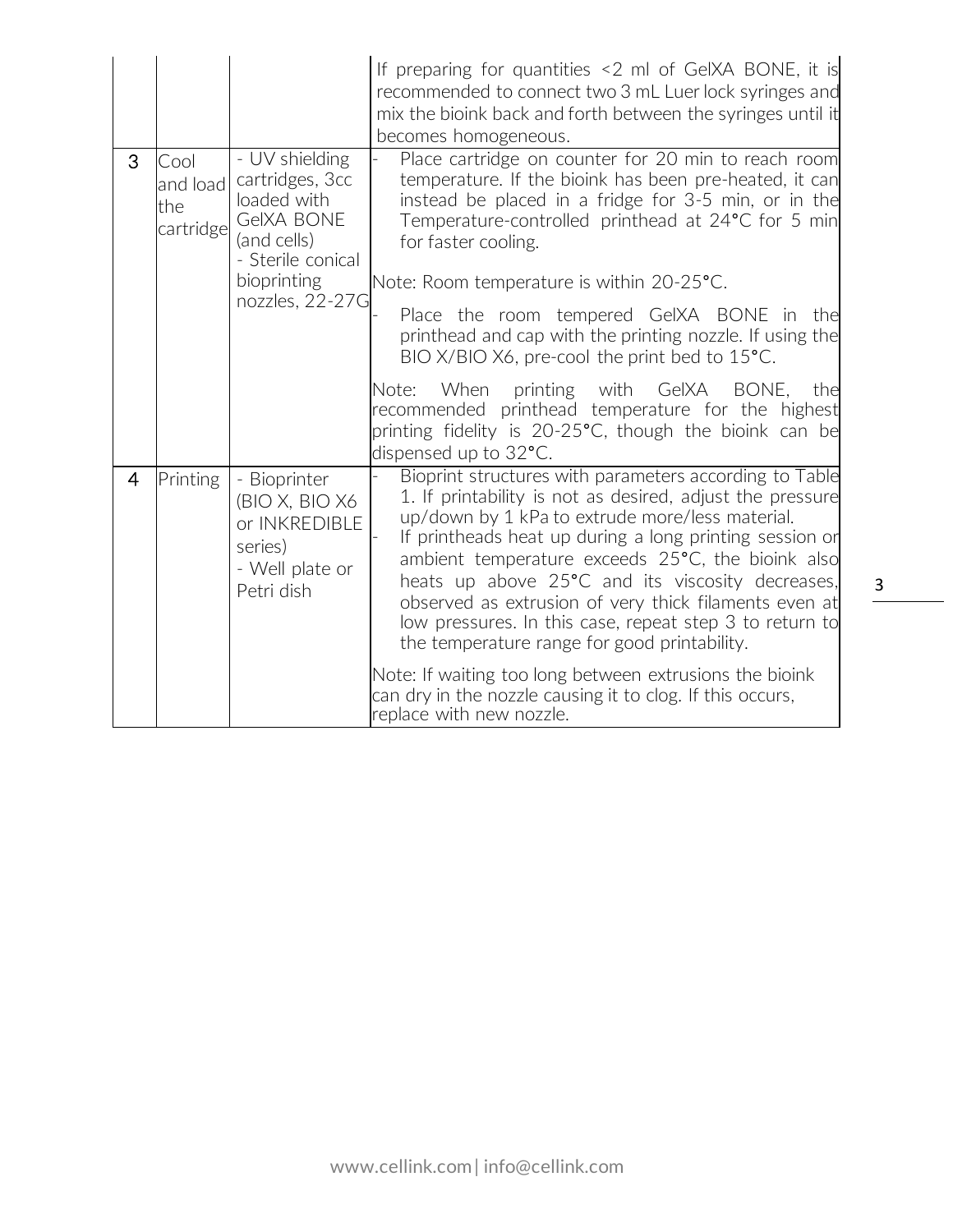| | | | |
|---|---|---|---|
| | | | If preparing for quantities <2 ml of GelXA BONE, it is recommended to connect two 3 mL Luer lock syringes and mix the bioink back and forth between the syringes until it becomes homogeneous. |
| 3 | Cool and load the cartridge | - UV shielding cartridges, 3cc loaded with GelXA BONE (and cells)<br>- Sterile conical bioprinting nozzles, 22-27G | - Place cartridge on counter for 20 min to reach room temperature. If the bioink has been pre-heated, it can instead be placed in a fridge for 3-5 min, or in the Temperature-controlled printhead at 24°C for 5 min for faster cooling.<br><br>Note: Room temperature is within 20-25°C.<br><br>- Place the room tempered GelXA BONE in the printhead and cap with the printing nozzle. If using the BIO X/BIO X6, pre-cool the print bed to 15°C.<br><br>Note: When printing with GelXA BONE, the recommended printhead temperature for the highest printing fidelity is 20-25°C, though the bioink can be dispensed up to 32°C. |
| 4 | Printing | - Bioprinter (BIO X, BIO X6 or INKREDIBLE series)<br>- Well plate or Petri dish | - Bioprint structures with parameters according to Table 1. If printability is not as desired, adjust the pressure up/down by 1 kPa to extrude more/less material.<br>- If printheads heat up during a long printing session or ambient temperature exceeds 25°C, the bioink also heats up above 25°C and its viscosity decreases, observed as extrusion of very thick filaments even at low pressures. In this case, repeat step 3 to return to the temperature range for good printability.<br><br>Note: If waiting too long between extrusions the bioink can dry in the nozzle causing it to clog. If this occurs, replace with new nozzle. |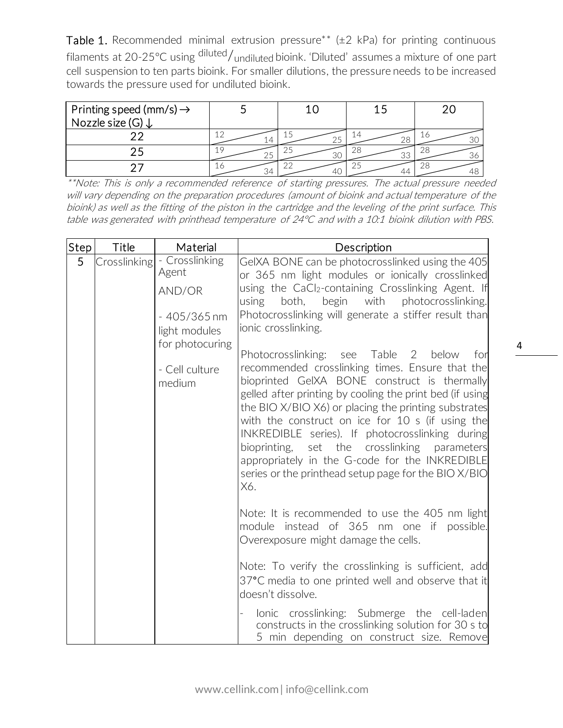**Table 1.** Recommended minimal extrusion pressure** (±2 kPa) for printing continuous filaments at 20-25°C using diluted/undiluted bioink. 'Diluted' assumes a mixture of one part cell suspension to ten parts bioink. For smaller dilutions, the pressure needs to be increased towards the pressure used for undiluted bioink.

| Printing speed (mm/s) → Nozzle size (G) ↓ | 5 | 10 | 15 | 20 |
|---|---|---|---|---|
| 22 | 12/14 | 15/25 | 14/28 | 16/30 |
| 25 | 19/25 | 25/30 | 28/33 | 28/36 |
| 27 | 16/34 | 22/40 | 25/44 | 28/48 |

*\*\*Note: This is only a recommended reference of starting pressures. The actual pressure needed will vary depending on the preparation procedures (amount of bioink and actual temperature of the bioink) as well as the fitting of the piston in the cartridge and the leveling of the print surface. This table was generated with printhead temperature of 24°C and with a 10:1 bioink dilution with PBS.*

| Step | Title | Material | Description |
|---|---|---|---|
| 5 | Crosslinking | - Crosslinking Agent<br><br>AND/OR<br><br>- 405/365 nm light modules for photocuring<br><br>- Cell culture medium | GelXA BONE can be photocrosslinked using the 405 or 365 nm light modules or ionically crosslinked using the $CaCl_2$-containing Crosslinking Agent. If using both, begin with photocrosslinking. Photocrosslinking will generate a stiffer result than ionic crosslinking.<br><br>Photocrosslinking: see Table 2 below for recommended crosslinking times. Ensure that the bioprinted GelXA BONE construct is thermally gelled after printing by cooling the print bed (if using the BIO X/BIO X6) or placing the printing substrates with the construct on ice for 10 s (if using the INKREDIBLE series). If photocrosslinking during bioprinting, set the crosslinking parameters appropriately in the G-code for the INKREDIBLE series or the printhead setup page for the BIO X/BIO X6.<br><br>Note: It is recommended to use the 405 nm light module instead of 365 nm one if possible. Overexposure might damage the cells.<br><br>Note: To verify the crosslinking is sufficient, add 37°C media to one printed well and observe that it doesn't dissolve.<br><br>- Ionic crosslinking: Submerge the cell-laden constructs in the crosslinking solution for 30 s to 5 min depending on construct size. Remove |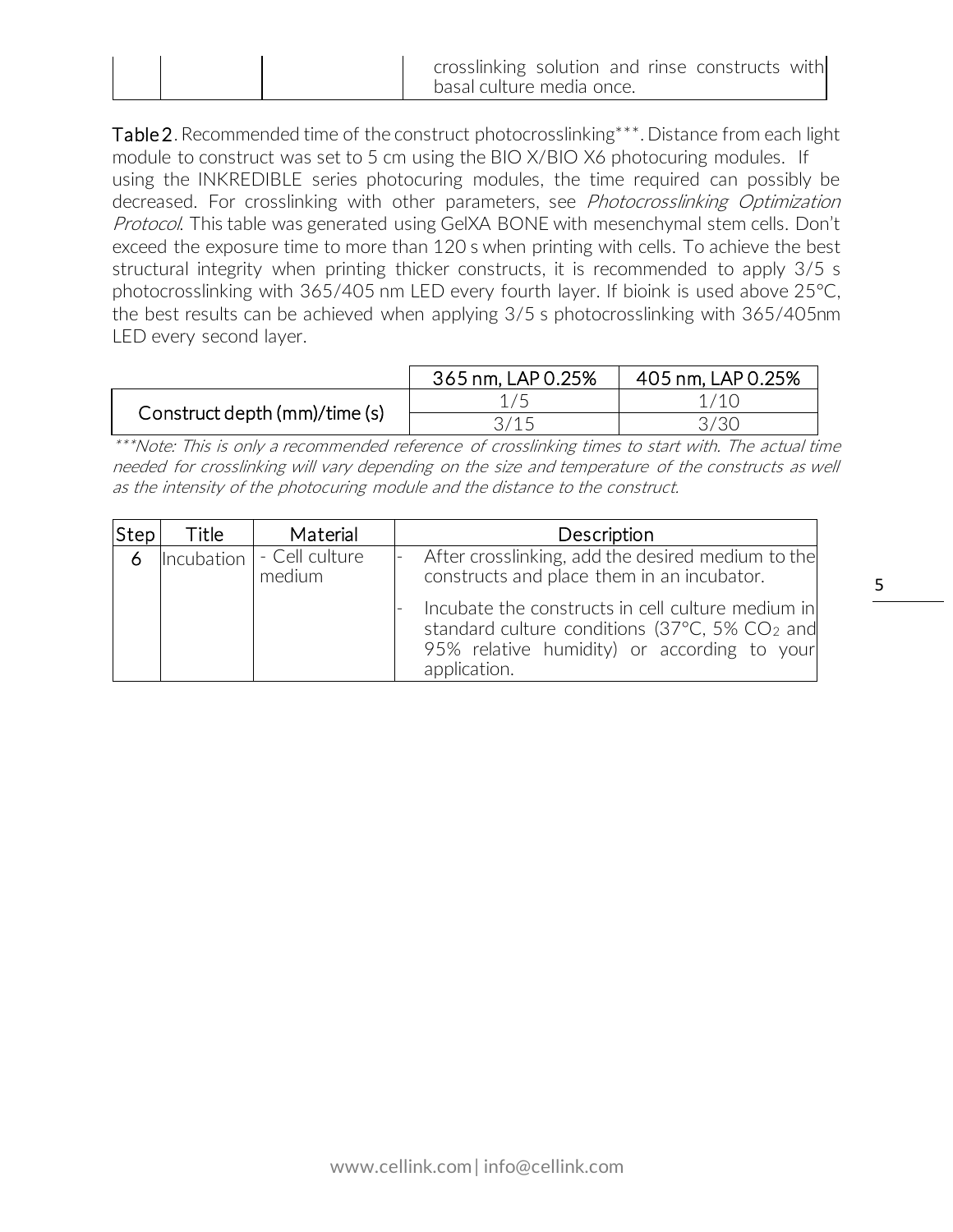| | | | |
|---|---|---|---|
| | | | crosslinking solution and rinse constructs with basal culture media once. |

**Table 2**. Recommended time of the construct photocrosslinking***. Distance from each light module to construct was set to 5 cm using the BIO X/BIO X6 photocuring modules. If using the INKREDIBLE series photocuring modules, the time required can possibly be decreased. For crosslinking with other parameters, see *Photocrosslinking Optimization Protocol*. This table was generated using GelXA BONE with mesenchymal stem cells. Don't exceed the exposure time to more than 120 s when printing with cells. To achieve the best structural integrity when printing thicker constructs, it is recommended to apply 3/5 s photocrosslinking with 365/405 nm LED every fourth layer. If bioink is used above 25°C, the best results can be achieved when applying 3/5 s photocrosslinking with 365/405nm LED every second layer.

| | 365 nm, LAP 0.25% | 405 nm, LAP 0.25% |
|---|---|---|
| Construct depth (mm)/time (s) | 1/5 | 1/10 |
| | 3/15 | 3/30 |

****Note: This is only a recommended reference of crosslinking times to start with. The actual time needed for crosslinking will vary depending on the size and temperature of the constructs as well as the intensity of the photocuring module and the distance to the construct.*

| Step | Title | Material | Description |
|---|---|---|---|
| 6 | Incubation | - Cell culture medium | - After crosslinking, add the desired medium to the constructs and place them in an incubator.<br>- Incubate the constructs in cell culture medium in standard culture conditions (37°C, 5% $CO_2$ and 95% relative humidity) or according to your application. |